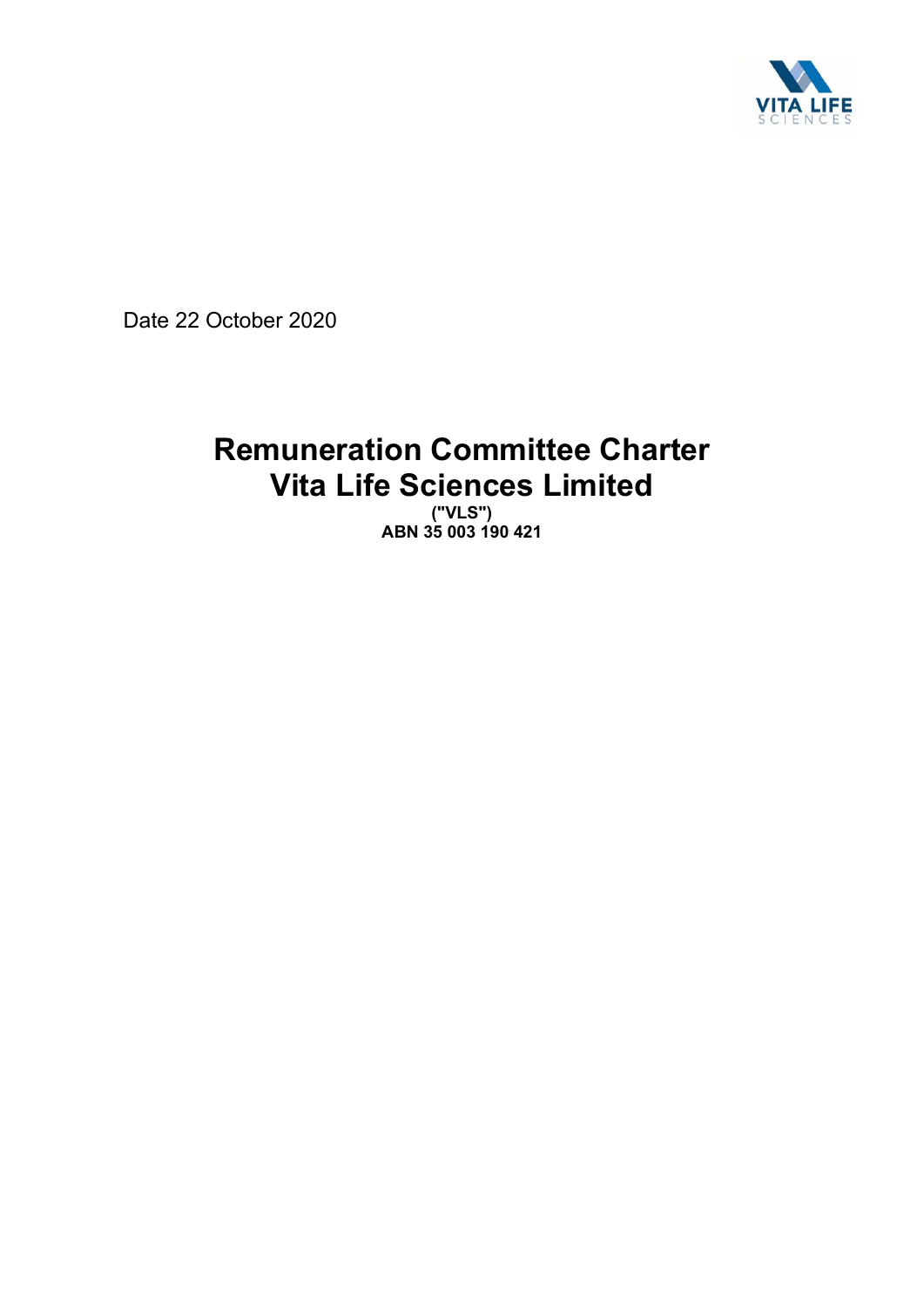Date 22 October 2020

# Remuneration Committee Charter
# Vita Life Sciences Limited

**("VLS")**
**ABN 35 003 190 421**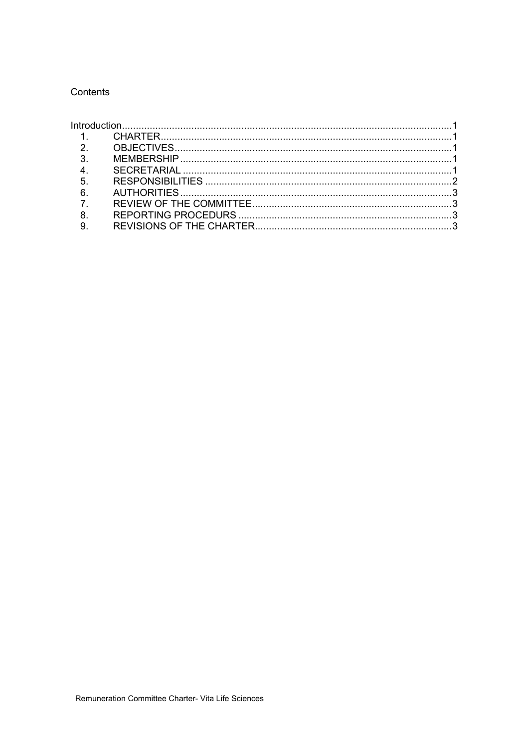Contents

Introduction.......................................................................................................................1
1. CHARTER........................................................................................................1
2. OBJECTIVES...................................................................................................1
3. MEMBERSHIP.................................................................................................1
4. SECRETARIAL ................................................................................................1
5. RESPONSIBILITIES ........................................................................................2
6. AUTHORITIES.................................................................................................3
7. REVIEW OF THE COMMITTEE.......................................................................3
8. REPORTING PROCEDURS ............................................................................3
9. REVISIONS OF THE CHARTER......................................................................3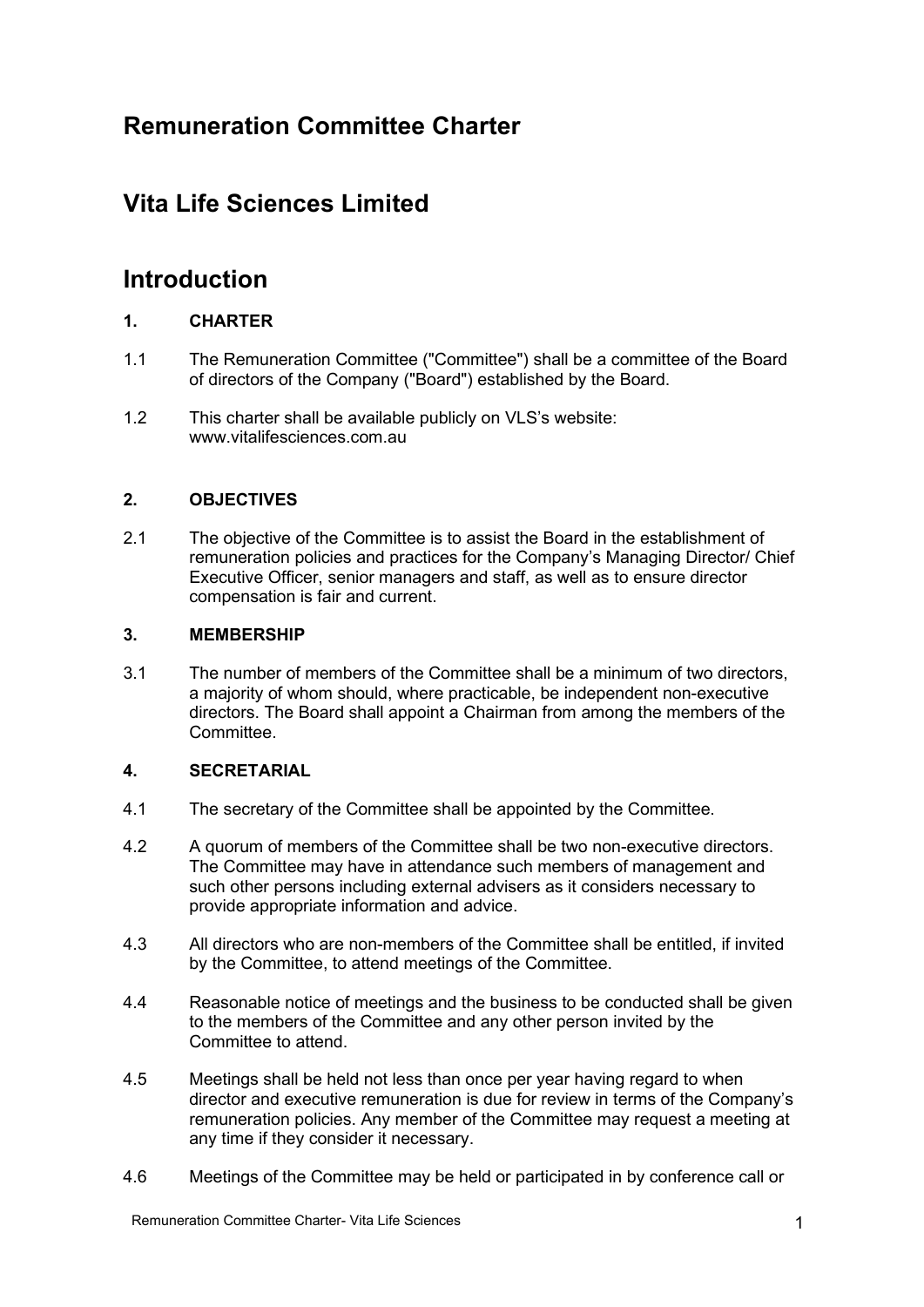## Remuneration Committee Charter

## Vita Life Sciences Limited

# Introduction

### 1. CHARTER

1.1 The Remuneration Committee ("Committee") shall be a committee of the Board of directors of the Company ("Board") established by the Board.

1.2 This charter shall be available publicly on VLS's website: www.vitalifesciences.com.au

### 2. OBJECTIVES

2.1 The objective of the Committee is to assist the Board in the establishment of remuneration policies and practices for the Company's Managing Director/ Chief Executive Officer, senior managers and staff, as well as to ensure director compensation is fair and current.

### 3. MEMBERSHIP

3.1 The number of members of the Committee shall be a minimum of two directors, a majority of whom should, where practicable, be independent non-executive directors. The Board shall appoint a Chairman from among the members of the Committee.

### 4. SECRETARIAL

4.1 The secretary of the Committee shall be appointed by the Committee.

4.2 A quorum of members of the Committee shall be two non-executive directors. The Committee may have in attendance such members of management and such other persons including external advisers as it considers necessary to provide appropriate information and advice.

4.3 All directors who are non-members of the Committee shall be entitled, if invited by the Committee, to attend meetings of the Committee.

4.4 Reasonable notice of meetings and the business to be conducted shall be given to the members of the Committee and any other person invited by the Committee to attend.

4.5 Meetings shall be held not less than once per year having regard to when director and executive remuneration is due for review in terms of the Company's remuneration policies. Any member of the Committee may request a meeting at any time if they consider it necessary.

4.6 Meetings of the Committee may be held or participated in by conference call or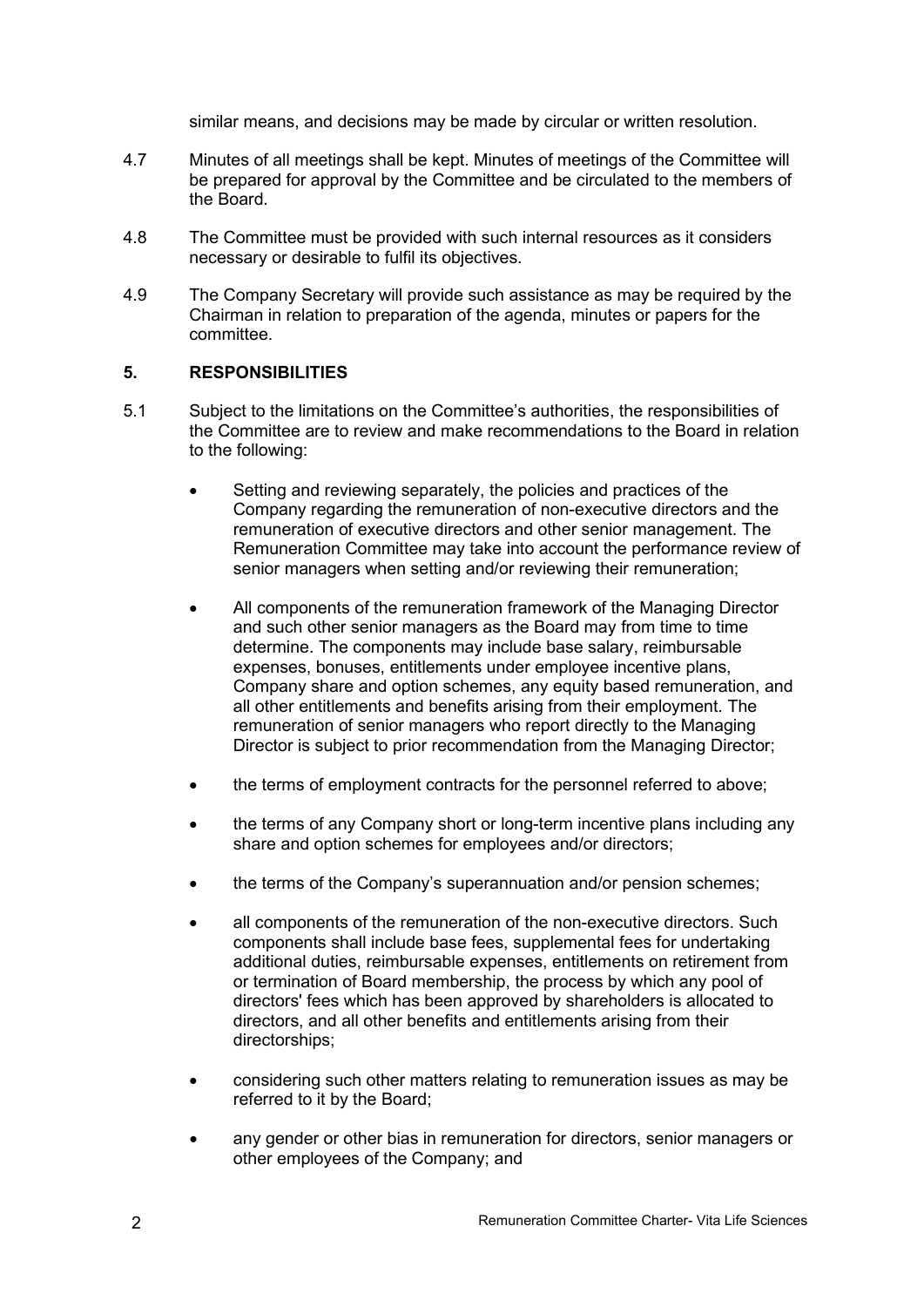similar means, and decisions may be made by circular or written resolution.

4.7 Minutes of all meetings shall be kept. Minutes of meetings of the Committee will be prepared for approval by the Committee and be circulated to the members of the Board.

4.8 The Committee must be provided with such internal resources as it considers necessary or desirable to fulfil its objectives.

4.9 The Company Secretary will provide such assistance as may be required by the Chairman in relation to preparation of the agenda, minutes or papers for the committee.

## 5. RESPONSIBILITIES

5.1 Subject to the limitations on the Committee's authorities, the responsibilities of the Committee are to review and make recommendations to the Board in relation to the following:

- Setting and reviewing separately, the policies and practices of the Company regarding the remuneration of non-executive directors and the remuneration of executive directors and other senior management. The Remuneration Committee may take into account the performance review of senior managers when setting and/or reviewing their remuneration;
- All components of the remuneration framework of the Managing Director and such other senior managers as the Board may from time to time determine. The components may include base salary, reimbursable expenses, bonuses, entitlements under employee incentive plans, Company share and option schemes, any equity based remuneration, and all other entitlements and benefits arising from their employment. The remuneration of senior managers who report directly to the Managing Director is subject to prior recommendation from the Managing Director;
- the terms of employment contracts for the personnel referred to above;
- the terms of any Company short or long-term incentive plans including any share and option schemes for employees and/or directors;
- the terms of the Company's superannuation and/or pension schemes;
- all components of the remuneration of the non-executive directors. Such components shall include base fees, supplemental fees for undertaking additional duties, reimbursable expenses, entitlements on retirement from or termination of Board membership, the process by which any pool of directors' fees which has been approved by shareholders is allocated to directors, and all other benefits and entitlements arising from their directorships;
- considering such other matters relating to remuneration issues as may be referred to it by the Board;
- any gender or other bias in remuneration for directors, senior managers or other employees of the Company; and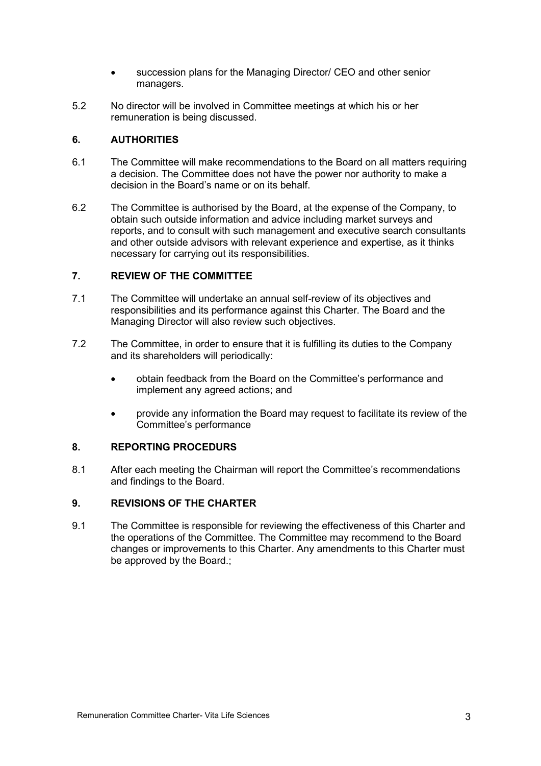- succession plans for the Managing Director/ CEO and other senior managers.

5.2 No director will be involved in Committee meetings at which his or her remuneration is being discussed.

## 6. AUTHORITIES

6.1 The Committee will make recommendations to the Board on all matters requiring a decision. The Committee does not have the power nor authority to make a decision in the Board's name or on its behalf.

6.2 The Committee is authorised by the Board, at the expense of the Company, to obtain such outside information and advice including market surveys and reports, and to consult with such management and executive search consultants and other outside advisors with relevant experience and expertise, as it thinks necessary for carrying out its responsibilities.

## 7. REVIEW OF THE COMMITTEE

7.1 The Committee will undertake an annual self-review of its objectives and responsibilities and its performance against this Charter. The Board and the Managing Director will also review such objectives.

7.2 The Committee, in order to ensure that it is fulfilling its duties to the Company and its shareholders will periodically:

- obtain feedback from the Board on the Committee's performance and implement any agreed actions; and
- provide any information the Board may request to facilitate its review of the Committee's performance

## 8. REPORTING PROCEDURS

8.1 After each meeting the Chairman will report the Committee's recommendations and findings to the Board.

## 9. REVISIONS OF THE CHARTER

9.1 The Committee is responsible for reviewing the effectiveness of this Charter and the operations of the Committee. The Committee may recommend to the Board changes or improvements to this Charter. Any amendments to this Charter must be approved by the Board.;